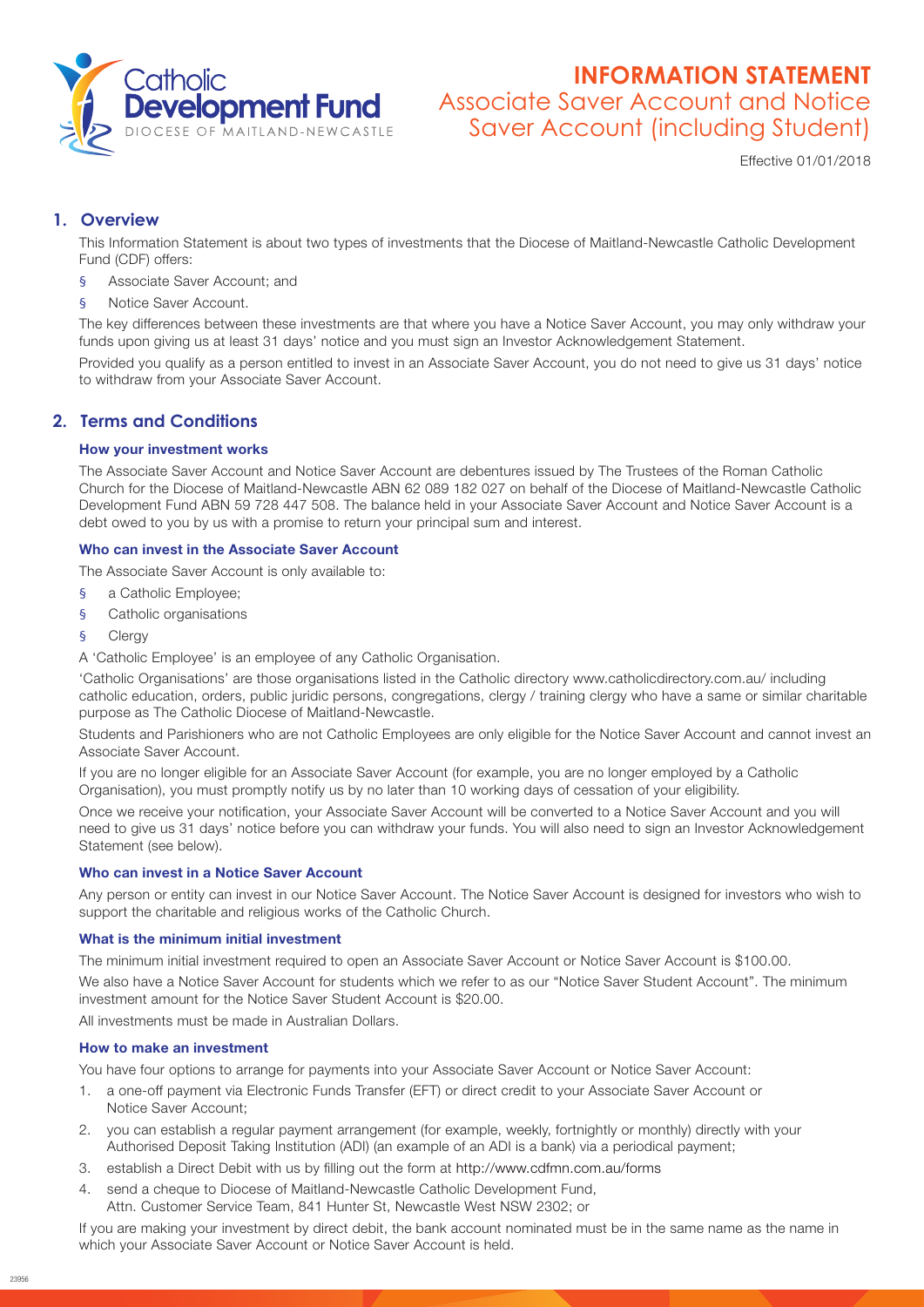Catholic **Development Fund**
DIOCESE OF MAITLAND-NEWCASTLE

# INFORMATION STATEMENT

## Associate Saver Account and Notice Saver Account (including Student)

Effective 01/01/2018

## 1. Overview

This Information Statement is about two types of investments that the Diocese of Maitland-Newcastle Catholic Development Fund (CDF) offers:

- Associate Saver Account; and
- Notice Saver Account.

The key differences between these investments are that where you have a Notice Saver Account, you may only withdraw your funds upon giving us at least 31 days' notice and you must sign an Investor Acknowledgement Statement.

Provided you qualify as a person entitled to invest in an Associate Saver Account, you do not need to give us 31 days' notice to withdraw from your Associate Saver Account.

## 2. Terms and Conditions

### How your investment works

The Associate Saver Account and Notice Saver Account are debentures issued by The Trustees of the Roman Catholic Church for the Diocese of Maitland-Newcastle ABN 62 089 182 027 on behalf of the Diocese of Maitland-Newcastle Catholic Development Fund ABN 59 728 447 508. The balance held in your Associate Saver Account and Notice Saver Account is a debt owed to you by us with a promise to return your principal sum and interest.

### Who can invest in the Associate Saver Account

The Associate Saver Account is only available to:

- a Catholic Employee;
- Catholic organisations
- Clergy

A 'Catholic Employee' is an employee of any Catholic Organisation.

'Catholic Organisations' are those organisations listed in the Catholic directory www.catholicdirectory.com.au/ including catholic education, orders, public juridic persons, congregations, clergy / training clergy who have a same or similar charitable purpose as The Catholic Diocese of Maitland-Newcastle.

Students and Parishioners who are not Catholic Employees are only eligible for the Notice Saver Account and cannot invest an Associate Saver Account.

If you are no longer eligible for an Associate Saver Account (for example, you are no longer employed by a Catholic Organisation), you must promptly notify us by no later than 10 working days of cessation of your eligibility.

Once we receive your notification, your Associate Saver Account will be converted to a Notice Saver Account and you will need to give us 31 days' notice before you can withdraw your funds. You will also need to sign an Investor Acknowledgement Statement (see below).

### Who can invest in a Notice Saver Account

Any person or entity can invest in our Notice Saver Account. The Notice Saver Account is designed for investors who wish to support the charitable and religious works of the Catholic Church.

### What is the minimum initial investment

The minimum initial investment required to open an Associate Saver Account or Notice Saver Account is $100.00.

We also have a Notice Saver Account for students which we refer to as our "Notice Saver Student Account". The minimum investment amount for the Notice Saver Student Account is $20.00.

All investments must be made in Australian Dollars.

### How to make an investment

You have four options to arrange for payments into your Associate Saver Account or Notice Saver Account:

1. a one-off payment via Electronic Funds Transfer (EFT) or direct credit to your Associate Saver Account or Notice Saver Account;
2. you can establish a regular payment arrangement (for example, weekly, fortnightly or monthly) directly with your Authorised Deposit Taking Institution (ADI) (an example of an ADI is a bank) via a periodical payment;
3. establish a Direct Debit with us by filling out the form at http://www.cdfmn.com.au/forms
4. send a cheque to Diocese of Maitland-Newcastle Catholic Development Fund, Attn. Customer Service Team, 841 Hunter St, Newcastle West NSW 2302; or

If you are making your investment by direct debit, the bank account nominated must be in the same name as the name in which your Associate Saver Account or Notice Saver Account is held.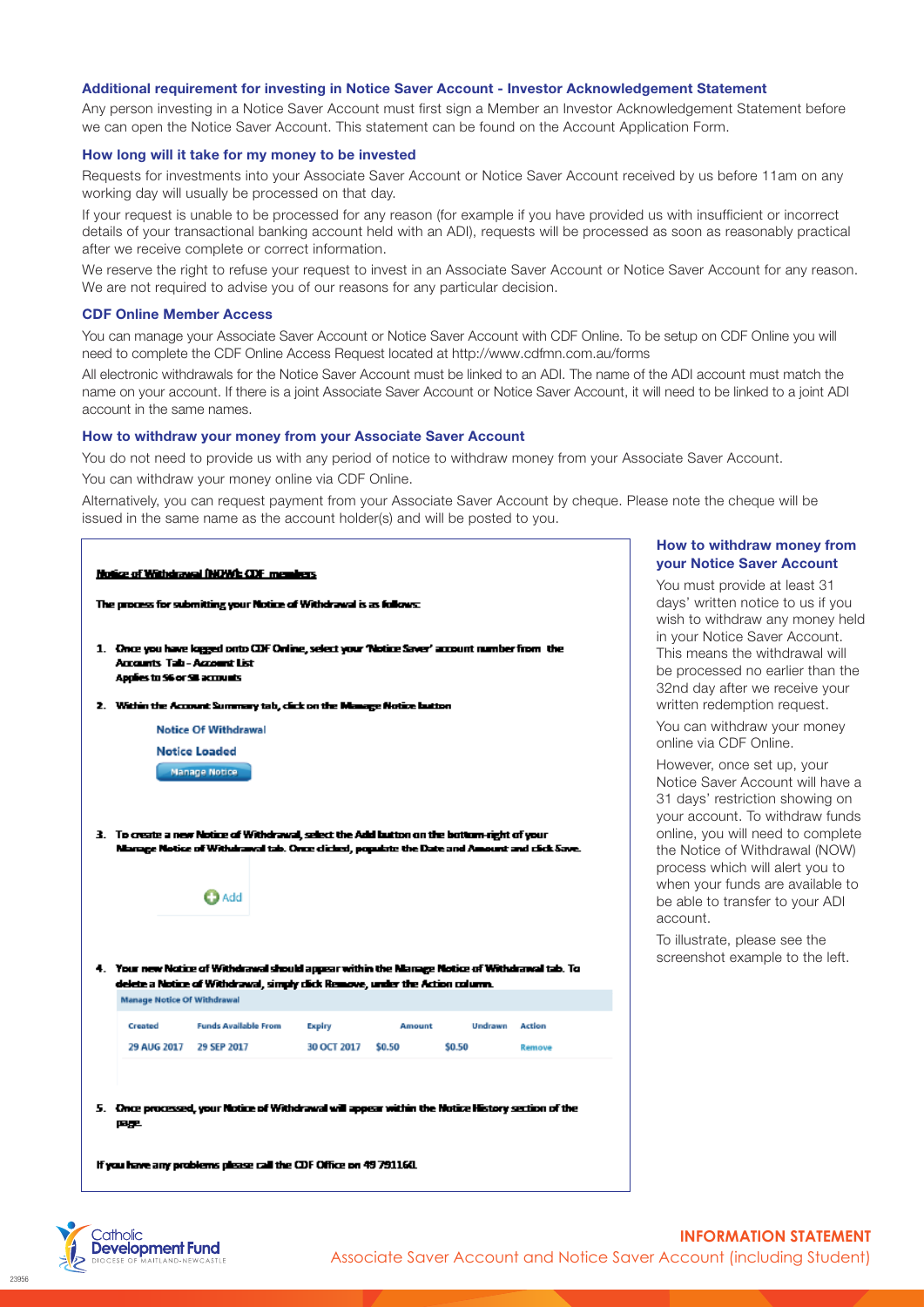### Additional requirement for investing in Notice Saver Account - Investor Acknowledgement Statement

Any person investing in a Notice Saver Account must first sign a Member an Investor Acknowledgement Statement before we can open the Notice Saver Account. This statement can be found on the Account Application Form.

### How long will it take for my money to be invested

Requests for investments into your Associate Saver Account or Notice Saver Account received by us before 11am on any working day will usually be processed on that day.

If your request is unable to be processed for any reason (for example if you have provided us with insufficient or incorrect details of your transactional banking account held with an ADI), requests will be processed as soon as reasonably practical after we receive complete or correct information.

We reserve the right to refuse your request to invest in an Associate Saver Account or Notice Saver Account for any reason. We are not required to advise you of our reasons for any particular decision.

### CDF Online Member Access

You can manage your Associate Saver Account or Notice Saver Account with CDF Online. To be setup on CDF Online you will need to complete the CDF Online Access Request located at http://www.cdfmn.com.au/forms

All electronic withdrawals for the Notice Saver Account must be linked to an ADI. The name of the ADI account must match the name on your account. If there is a joint Associate Saver Account or Notice Saver Account, it will need to be linked to a joint ADI account in the same names.

### How to withdraw your money from your Associate Saver Account

You do not need to provide us with any period of notice to withdraw money from your Associate Saver Account.

You can withdraw your money online via CDF Online.

Alternatively, you can request payment from your Associate Saver Account by cheque. Please note the cheque will be issued in the same name as the account holder(s) and will be posted to you.

**Notice of Withdrawal (NOW): CDF members**

**The process for submitting your Notice of Withdrawal is as follows:**

1. **Once you have logged onto CDF Online, select your 'Notice Saver' account number from the Accounts Tab - Account List**
   **Applies to S6 or S8 accounts**
2. **Within the Account Summary tab, click on the Manage Notice button**

   Notice Of Withdrawal
   Notice Loaded
   Manage Notice

3. **To create a new Notice of Withdrawal, select the Add button on the bottom-right of your Manage Notice of Withdrawal tab. Once clicked, populate the Date and Amount and click Save.**

   Add

4. **Your new Notice of Withdrawal should appear within the Manage Notice of Withdrawal tab. To delete a Notice of Withdrawal, simply click Remove, under the Action column.**

   Manage Notice Of Withdrawal

| Created | Funds Available From | Expiry | Amount | Undrawn | Action |
|---|---|---|---|---|---|
| 29 AUG 2017 | 29 SEP 2017 | 30 OCT 2017 | $0.50 | $0.50 | Remove |

5. **Once processed, your Notice of Withdrawal will appear within the Notice History section of the page.**

**If you have any problems please call the CDF Office on 49 791160.**

### How to withdraw money from your Notice Saver Account

You must provide at least 31 days' written notice to us if you wish to withdraw any money held in your Notice Saver Account. This means the withdrawal will be processed no earlier than the 32nd day after we receive your written redemption request.

You can withdraw your money online via CDF Online.

However, once set up, your Notice Saver Account will have a 31 days' restriction showing on your account. To withdraw funds online, you will need to complete the Notice of Withdrawal (NOW) process which will alert you to when your funds are available to be able to transfer to your ADI account.

To illustrate, please see the screenshot example to the left.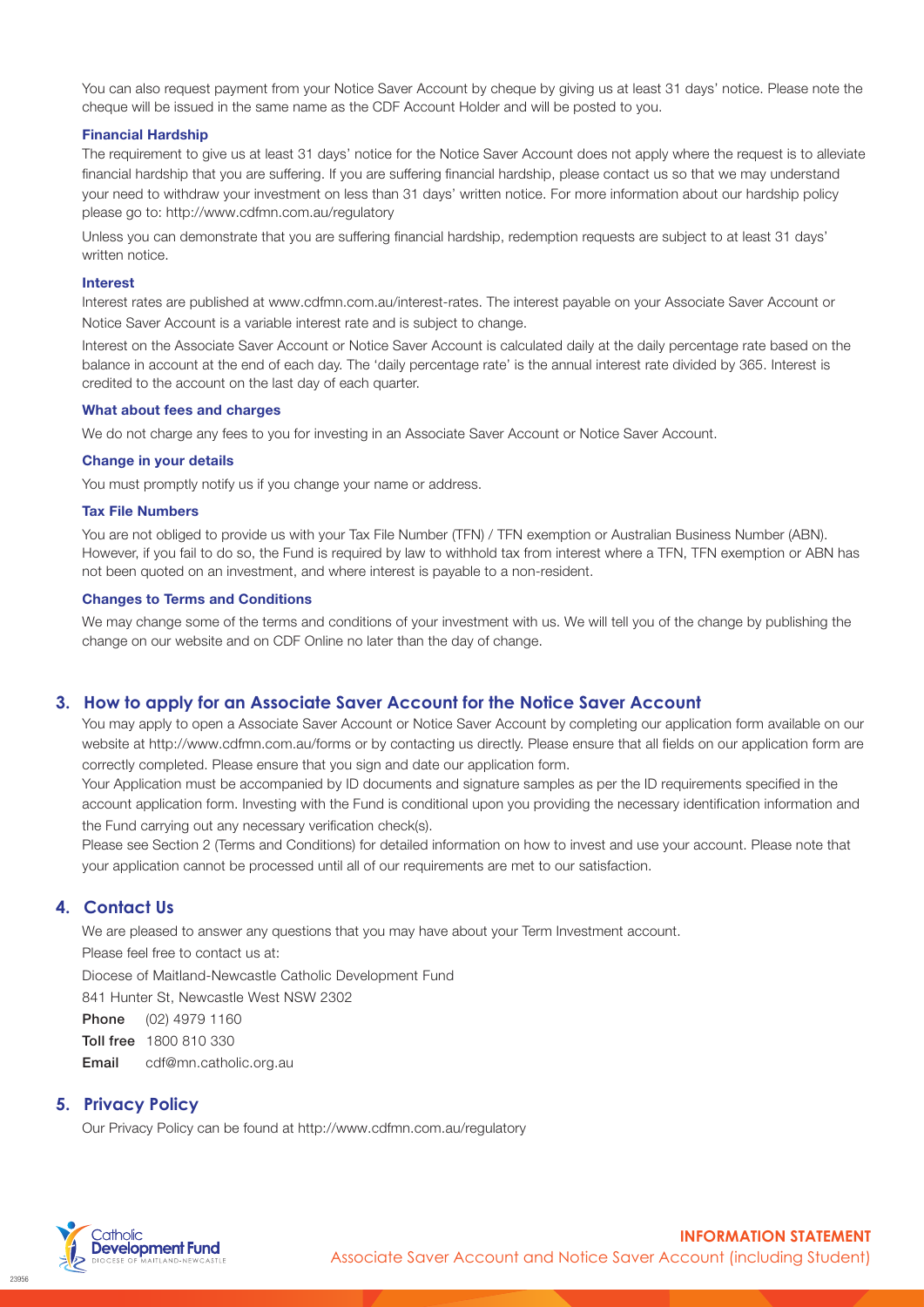You can also request payment from your Notice Saver Account by cheque by giving us at least 31 days' notice. Please note the cheque will be issued in the same name as the CDF Account Holder and will be posted to you.

### Financial Hardship

The requirement to give us at least 31 days' notice for the Notice Saver Account does not apply where the request is to alleviate financial hardship that you are suffering. If you are suffering financial hardship, please contact us so that we may understand your need to withdraw your investment on less than 31 days' written notice. For more information about our hardship policy please go to: http://www.cdfmn.com.au/regulatory

Unless you can demonstrate that you are suffering financial hardship, redemption requests are subject to at least 31 days' written notice.

### Interest

Interest rates are published at www.cdfmn.com.au/interest-rates. The interest payable on your Associate Saver Account or Notice Saver Account is a variable interest rate and is subject to change.

Interest on the Associate Saver Account or Notice Saver Account is calculated daily at the daily percentage rate based on the balance in account at the end of each day. The 'daily percentage rate' is the annual interest rate divided by 365. Interest is credited to the account on the last day of each quarter.

### What about fees and charges

We do not charge any fees to you for investing in an Associate Saver Account or Notice Saver Account.

### Change in your details

You must promptly notify us if you change your name or address.

### Tax File Numbers

You are not obliged to provide us with your Tax File Number (TFN) / TFN exemption or Australian Business Number (ABN). However, if you fail to do so, the Fund is required by law to withhold tax from interest where a TFN, TFN exemption or ABN has not been quoted on an investment, and where interest is payable to a non-resident.

### Changes to Terms and Conditions

We may change some of the terms and conditions of your investment with us. We will tell you of the change by publishing the change on our website and on CDF Online no later than the day of change.

## 3. How to apply for an Associate Saver Account for the Notice Saver Account

You may apply to open a Associate Saver Account or Notice Saver Account by completing our application form available on our website at http://www.cdfmn.com.au/forms or by contacting us directly. Please ensure that all fields on our application form are correctly completed. Please ensure that you sign and date our application form.

Your Application must be accompanied by ID documents and signature samples as per the ID requirements specified in the account application form. Investing with the Fund is conditional upon you providing the necessary identification information and the Fund carrying out any necessary verification check(s).

Please see Section 2 (Terms and Conditions) for detailed information on how to invest and use your account. Please note that your application cannot be processed until all of our requirements are met to our satisfaction.

## 4. Contact Us

We are pleased to answer any questions that you may have about your Term Investment account.

Please feel free to contact us at:

Diocese of Maitland-Newcastle Catholic Development Fund

841 Hunter St, Newcastle West NSW 2302

**Phone** (02) 4979 1160

**Toll free** 1800 810 330

**Email** cdf@mn.catholic.org.au

## 5. Privacy Policy

Our Privacy Policy can be found at http://www.cdfmn.com.au/regulatory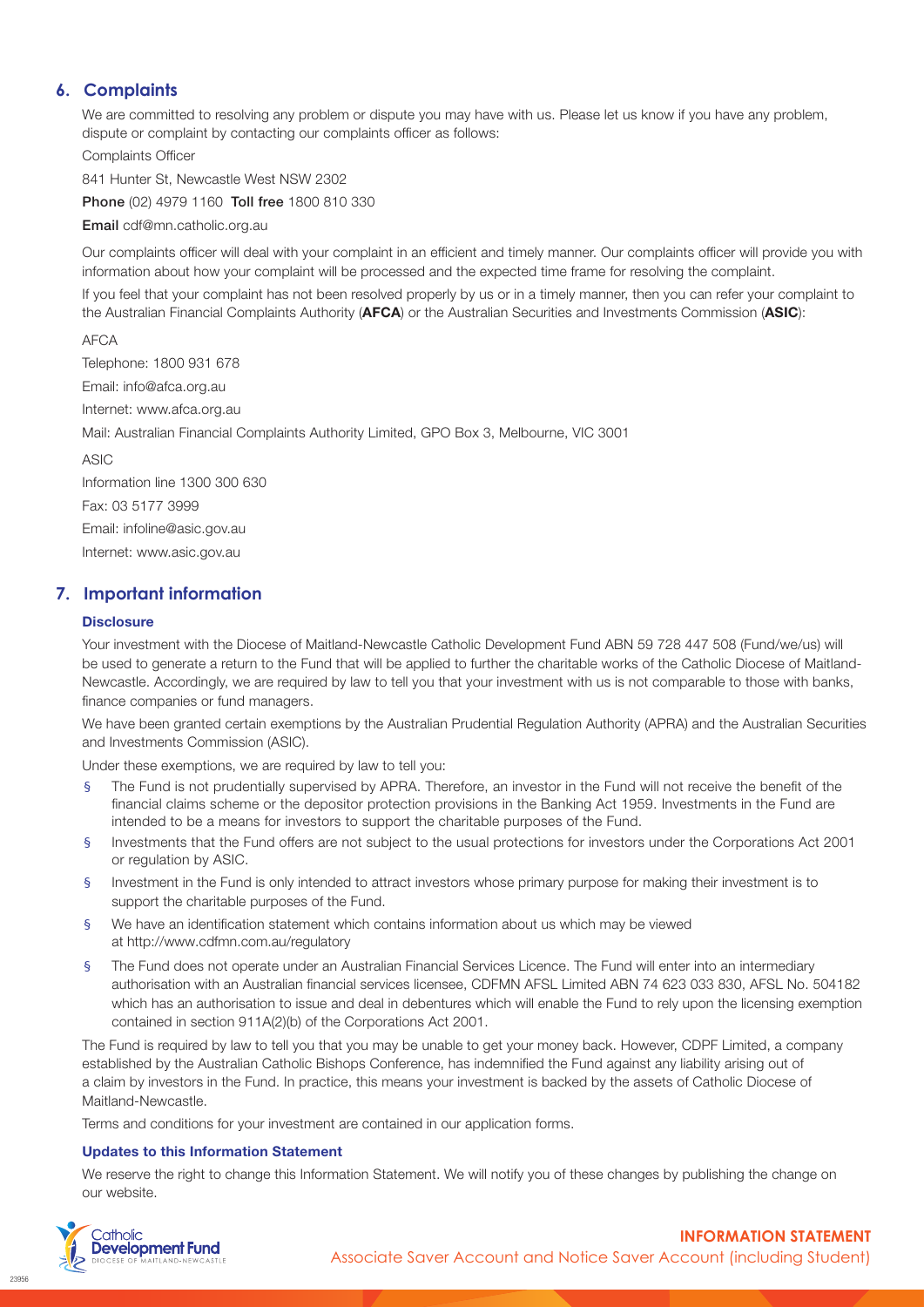## 6. Complaints

We are committed to resolving any problem or dispute you may have with us. Please let us know if you have any problem, dispute or complaint by contacting our complaints officer as follows:

Complaints Officer

841 Hunter St, Newcastle West NSW 2302

**Phone** (02) 4979 1160 **Toll free** 1800 810 330

**Email** cdf@mn.catholic.org.au

Our complaints officer will deal with your complaint in an efficient and timely manner. Our complaints officer will provide you with information about how your complaint will be processed and the expected time frame for resolving the complaint.

If you feel that your complaint has not been resolved properly by us or in a timely manner, then you can refer your complaint to the Australian Financial Complaints Authority (**AFCA**) or the Australian Securities and Investments Commission (**ASIC**):

AFCA

Telephone: 1800 931 678

Email: info@afca.org.au

Internet: www.afca.org.au

Mail: Australian Financial Complaints Authority Limited, GPO Box 3, Melbourne, VIC 3001

ASIC

Information line 1300 300 630

Fax: 03 5177 3999

Email: infoline@asic.gov.au

Internet: www.asic.gov.au

## 7. Important information

### Disclosure

Your investment with the Diocese of Maitland-Newcastle Catholic Development Fund ABN 59 728 447 508 (Fund/we/us) will be used to generate a return to the Fund that will be applied to further the charitable works of the Catholic Diocese of Maitland-Newcastle. Accordingly, we are required by law to tell you that your investment with us is not comparable to those with banks, finance companies or fund managers.

We have been granted certain exemptions by the Australian Prudential Regulation Authority (APRA) and the Australian Securities and Investments Commission (ASIC).

Under these exemptions, we are required by law to tell you:

- The Fund is not prudentially supervised by APRA. Therefore, an investor in the Fund will not receive the benefit of the financial claims scheme or the depositor protection provisions in the Banking Act 1959. Investments in the Fund are intended to be a means for investors to support the charitable purposes of the Fund.
- Investments that the Fund offers are not subject to the usual protections for investors under the Corporations Act 2001 or regulation by ASIC.
- Investment in the Fund is only intended to attract investors whose primary purpose for making their investment is to support the charitable purposes of the Fund.
- We have an identification statement which contains information about us which may be viewed at http://www.cdfmn.com.au/regulatory
- The Fund does not operate under an Australian Financial Services Licence. The Fund will enter into an intermediary authorisation with an Australian financial services licensee, CDFMN AFSL Limited ABN 74 623 033 830, AFSL No. 504182 which has an authorisation to issue and deal in debentures which will enable the Fund to rely upon the licensing exemption contained in section 911A(2)(b) of the Corporations Act 2001.

The Fund is required by law to tell you that you may be unable to get your money back. However, CDPF Limited, a company established by the Australian Catholic Bishops Conference, has indemnified the Fund against any liability arising out of a claim by investors in the Fund. In practice, this means your investment is backed by the assets of Catholic Diocese of Maitland-Newcastle.

Terms and conditions for your investment are contained in our application forms.

### Updates to this Information Statement

We reserve the right to change this Information Statement. We will notify you of these changes by publishing the change on our website.

Catholic Development Fund
DIOCESE OF MAITLAND-NEWCASTLE

**INFORMATION STATEMENT**
Associate Saver Account and Notice Saver Account (including Student)

23956